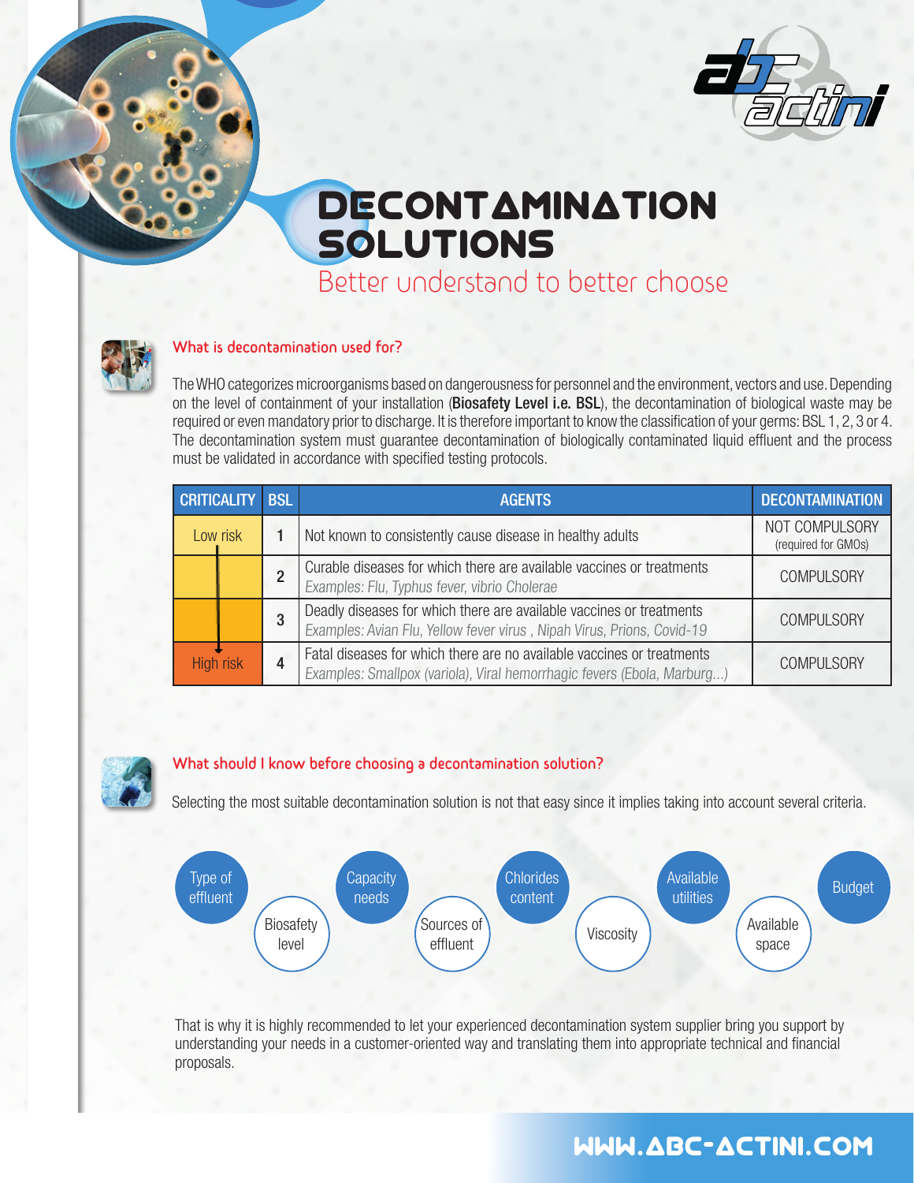# DECONTAMINATION SOLUTIONS

Better understand to better choose

## What is decontamination used for?

The WHO categorizes microorganisms based on dangerousness for personnel and the environment, vectors and use. Depending on the level of containment of your installation (**Biosafety Level i.e. BSL**), the decontamination of biological waste may be required or even mandatory prior to discharge. It is therefore important to know the classification of your germs: BSL 1, 2, 3 or 4. The decontamination system must guarantee decontamination of biologically contaminated liquid effluent and the process must be validated in accordance with specified testing protocols.

| CRITICALITY | BSL | AGENTS | DECONTAMINATION |
|---|---|---|---|
| Low risk | 1 | Not known to consistently cause disease in healthy adults | NOT COMPULSORY (required for GMOs) |
| | 2 | Curable diseases for which there are available vaccines or treatments *Examples: Flu, Typhus fever, vibrio Cholerae* | COMPULSORY |
| | 3 | Deadly diseases for which there are available vaccines or treatments *Examples: Avian Flu, Yellow fever virus , Nipah Virus, Prions, Covid-19* | COMPULSORY |
| High risk | 4 | Fatal diseases for which there are no available vaccines or treatments *Examples: Smallpox (variola), Viral hemorrhagic fevers (Ebola, Marburg...)* | COMPULSORY |

## What should I know before choosing a decontamination solution?

Selecting the most suitable decontamination solution is not that easy since it implies taking into account several criteria.

- Type of effluent
- Biosafety level
- Capacity needs
- Sources of effluent
- Chlorides content
- Viscosity
- Available utilities
- Available space
- Budget

That is why it is highly recommended to let your experienced decontamination system supplier bring you support by understanding your needs in a customer-oriented way and translating them into appropriate technical and financial proposals.

WWW.ABC-ACTINI.COM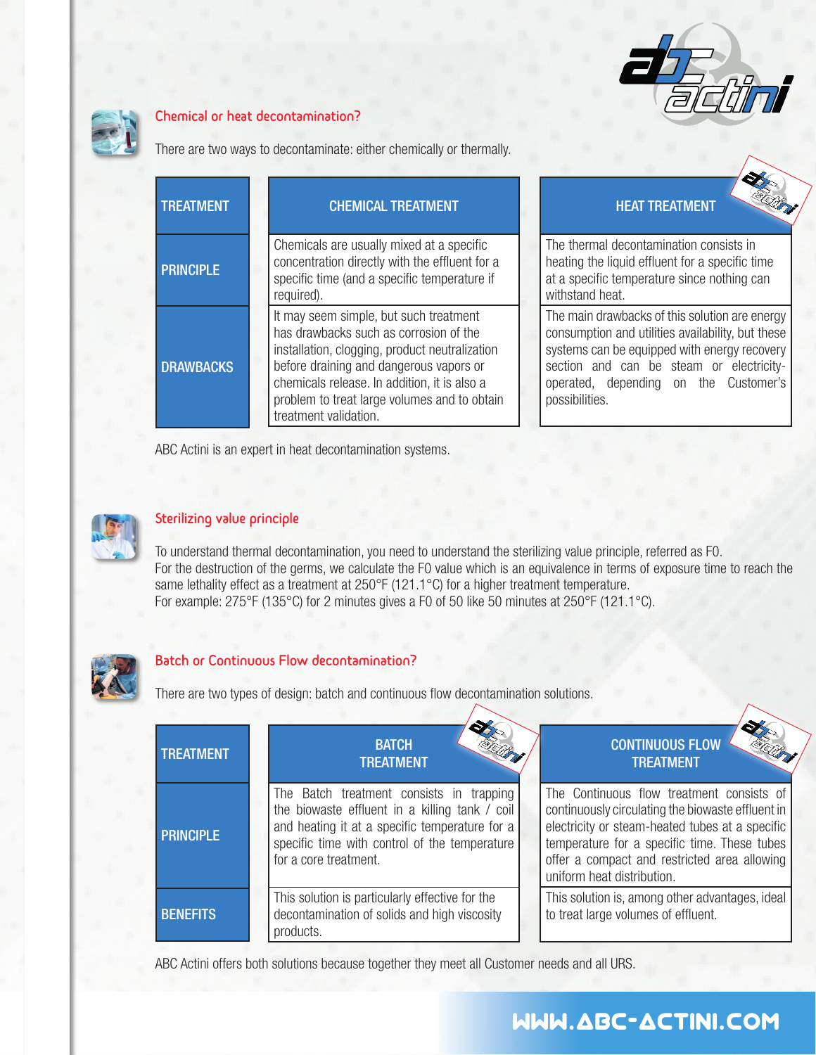## Chemical or heat decontamination?

There are two ways to decontaminate: either chemically or thermally.

| TREATMENT | CHEMICAL TREATMENT | HEAT TREATMENT |
|---|---|---|
| PRINCIPLE | Chemicals are usually mixed at a specific concentration directly with the effluent for a specific time (and a specific temperature if required). | The thermal decontamination consists in heating the liquid effluent for a specific time at a specific temperature since nothing can withstand heat. |
| DRAWBACKS | It may seem simple, but such treatment has drawbacks such as corrosion of the installation, clogging, product neutralization before draining and dangerous vapors or chemicals release. In addition, it is also a problem to treat large volumes and to obtain treatment validation. | The main drawbacks of this solution are energy consumption and utilities availability, but these systems can be equipped with energy recovery section and can be steam or electricity-operated, depending on the Customer's possibilities. |

ABC Actini is an expert in heat decontamination systems.

## Sterilizing value principle

To understand thermal decontamination, you need to understand the sterilizing value principle, referred as F0.
For the destruction of the germs, we calculate the F0 value which is an equivalence in terms of exposure time to reach the same lethality effect as a treatment at 250°F (121.1°C) for a higher treatment temperature.
For example: 275°F (135°C) for 2 minutes gives a F0 of 50 like 50 minutes at 250°F (121.1°C).

## Batch or Continuous Flow decontamination?

There are two types of design: batch and continuous flow decontamination solutions.

| TREATMENT | BATCH TREATMENT | CONTINUOUS FLOW TREATMENT |
|---|---|---|
| PRINCIPLE | The Batch treatment consists in trapping the biowaste effluent in a killing tank / coil and heating it at a specific temperature for a specific time with control of the temperature for a core treatment. | The Continuous flow treatment consists of continuously circulating the biowaste effluent in electricity or steam-heated tubes at a specific temperature for a specific time. These tubes offer a compact and restricted area allowing uniform heat distribution. |
| BENEFITS | This solution is particularly effective for the decontamination of solids and high viscosity products. | This solution is, among other advantages, ideal to treat large volumes of effluent. |

ABC Actini offers both solutions because together they meet all Customer needs and all URS.

WWW.ABC-ACTINI.COM